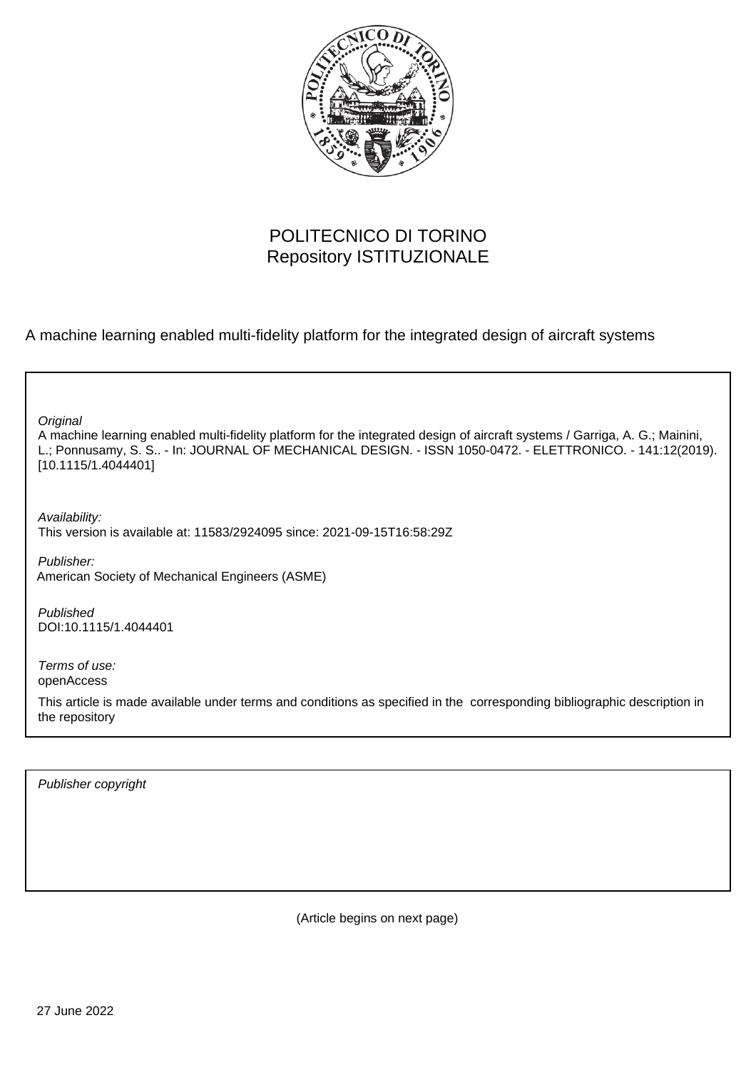POLITECNICO DI TORINO
Repository ISTITUZIONALE

A machine learning enabled multi-fidelity platform for the integrated design of aircraft systems

*Original*
A machine learning enabled multi-fidelity platform for the integrated design of aircraft systems / Garriga, A. G.; Mainini, L.; Ponnusamy, S. S.. - In: JOURNAL OF MECHANICAL DESIGN. - ISSN 1050-0472. - ELETTRONICO. - 141:12(2019). [10.1115/1.4044401]

*Availability:*
This version is available at: 11583/2924095 since: 2021-09-15T16:58:29Z

*Publisher:*
American Society of Mechanical Engineers (ASME)

*Published*
DOI:10.1115/1.4044401

*Terms of use:*
openAccess

This article is made available under terms and conditions as specified in the corresponding bibliographic description in the repository

*Publisher copyright*

(Article begins on next page)

27 June 2022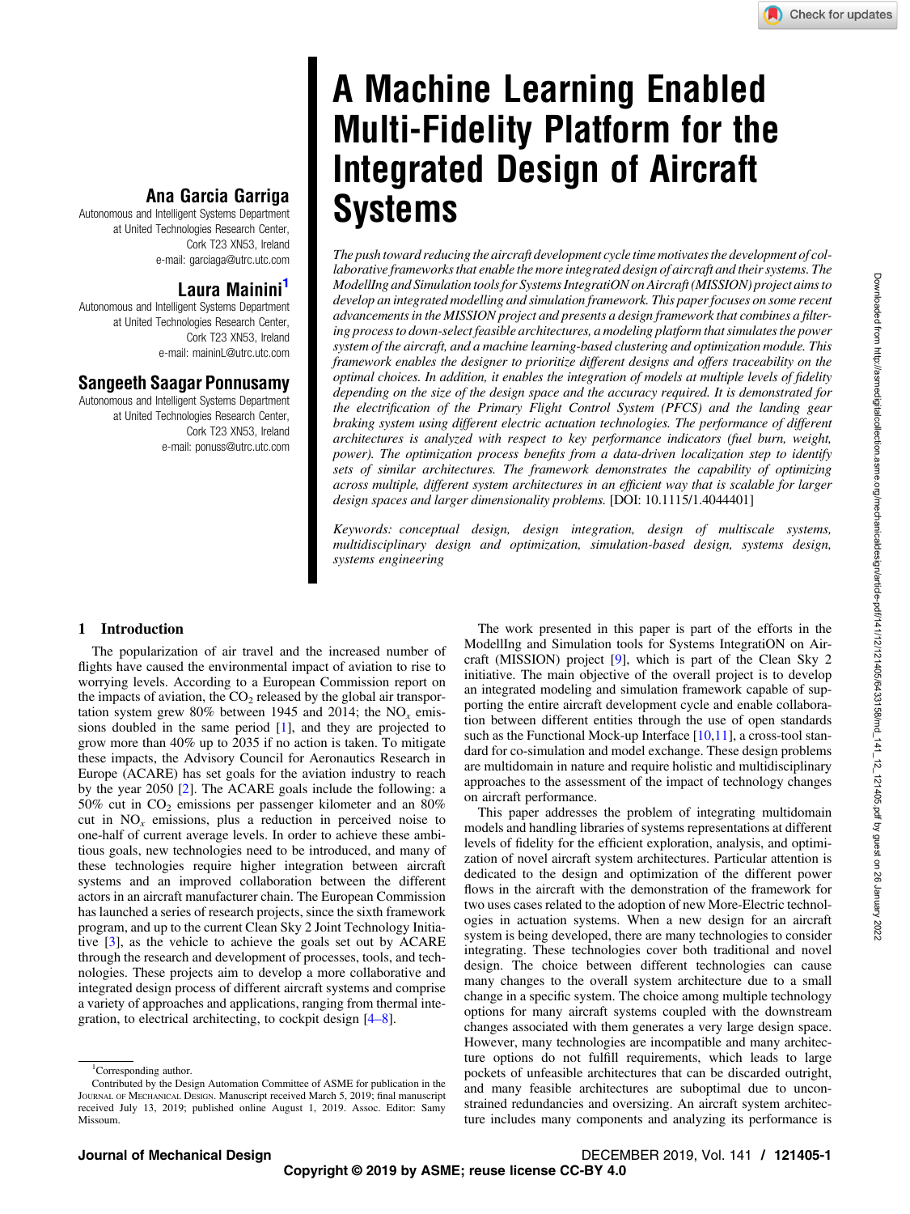# A Machine Learning Enabled Multi-Fidelity Platform for the Integrated Design of Aircraft Systems

**Ana Garcia Garriga**
Autonomous and Intelligent Systems Department at United Technologies Research Center, Cork T23 XN53, Ireland
e-mail: garciaga@utrc.utc.com

**Laura Mainini[1]**
Autonomous and Intelligent Systems Department at United Technologies Research Center, Cork T23 XN53, Ireland
e-mail: maininL@utrc.utc.com

**Sangeeth Saagar Ponnusamy**
Autonomous and Intelligent Systems Department at United Technologies Research Center, Cork T23 XN53, Ireland
e-mail: ponuss@utrc.utc.com

*The push toward reducing the aircraft development cycle time motivates the development of collaborative frameworks that enable the more integrated design of aircraft and their systems. The ModellIng and Simulation tools for Systems IntegratiON on Aircraft (MISSION) project aims to develop an integrated modelling and simulation framework. This paper focuses on some recent advancements in the MISSION project and presents a design framework that combines a filtering process to down-select feasible architectures, a modeling platform that simulates the power system of the aircraft, and a machine learning-based clustering and optimization module. This framework enables the designer to prioritize different designs and offers traceability on the optimal choices. In addition, it enables the integration of models at multiple levels of fidelity depending on the size of the design space and the accuracy required. It is demonstrated for the electrification of the Primary Flight Control System (PFCS) and the landing gear braking system using different electric actuation technologies. The performance of different architectures is analyzed with respect to key performance indicators (fuel burn, weight, power). The optimization process benefits from a data-driven localization step to identify sets of similar architectures. The framework demonstrates the capability of optimizing across multiple, different system architectures in an efficient way that is scalable for larger design spaces and larger dimensionality problems.* [DOI: 10.1115/1.4044401]

*Keywords: conceptual design, design integration, design of multiscale systems, multidisciplinary design and optimization, simulation-based design, systems design, systems engineering*

## 1 Introduction

The popularization of air travel and the increased number of flights have caused the environmental impact of aviation to rise to worrying levels. According to a European Commission report on the impacts of aviation, the $CO_2$ released by the global air transportation system grew 80% between 1945 and 2014; the $NO_x$ emissions doubled in the same period [1], and they are projected to grow more than 40% up to 2035 if no action is taken. To mitigate these impacts, the Advisory Council for Aeronautics Research in Europe (ACARE) has set goals for the aviation industry to reach by the year 2050 [2]. The ACARE goals include the following: a 50% cut in $CO_2$ emissions per passenger kilometer and an 80% cut in $NO_x$ emissions, plus a reduction in perceived noise to one-half of current average levels. In order to achieve these ambitious goals, new technologies need to be introduced, and many of these technologies require higher integration between aircraft systems and an improved collaboration between the different actors in an aircraft manufacturer chain. The European Commission has launched a series of research projects, since the sixth framework program, and up to the current Clean Sky 2 Joint Technology Initiative [3], as the vehicle to achieve the goals set out by ACARE through the research and development of processes, tools, and technologies. These projects aim to develop a more collaborative and integrated design process of different aircraft systems and comprise a variety of approaches and applications, ranging from thermal integration, to electrical architecting, to cockpit design [4–8].

The work presented in this paper is part of the efforts in the ModellIng and Simulation tools for Systems IntegratiON on Aircraft (MISSION) project [9], which is part of the Clean Sky 2 initiative. The main objective of the overall project is to develop an integrated modeling and simulation framework capable of supporting the entire aircraft development cycle and enable collaboration between different entities through the use of open standards such as the Functional Mock-up Interface [10,11], a cross-tool standard for co-simulation and model exchange. These design problems are multidomain in nature and require holistic and multidisciplinary approaches to the assessment of the impact of technology changes on aircraft performance.

This paper addresses the problem of integrating multidomain models and handling libraries of systems representations at different levels of fidelity for the efficient exploration, analysis, and optimization of novel aircraft system architectures. Particular attention is dedicated to the design and optimization of the different power flows in the aircraft with the demonstration of the framework for two uses cases related to the adoption of new More-Electric technologies in actuation systems. When a new design for an aircraft system is being developed, there are many technologies to consider integrating. These technologies cover both traditional and novel design. The choice between different technologies can cause many changes to the overall system architecture due to a small change in a specific system. The choice among multiple technology options for many aircraft systems coupled with the downstream changes associated with them generates a very large design space. However, many technologies are incompatible and many architecture options do not fulfill requirements, which leads to large pockets of unfeasible architectures that can be discarded outright, and many feasible architectures are suboptimal due to unconstrained redundancies and oversizing. An aircraft system architecture includes many components and analyzing its performance is

[1]Corresponding author.

Contributed by the Design Automation Committee of ASME for publication in the Journal of Mechanical Design. Manuscript received March 5, 2019; final manuscript received July 13, 2019; published online August 1, 2019. Assoc. Editor: Samy Missoum.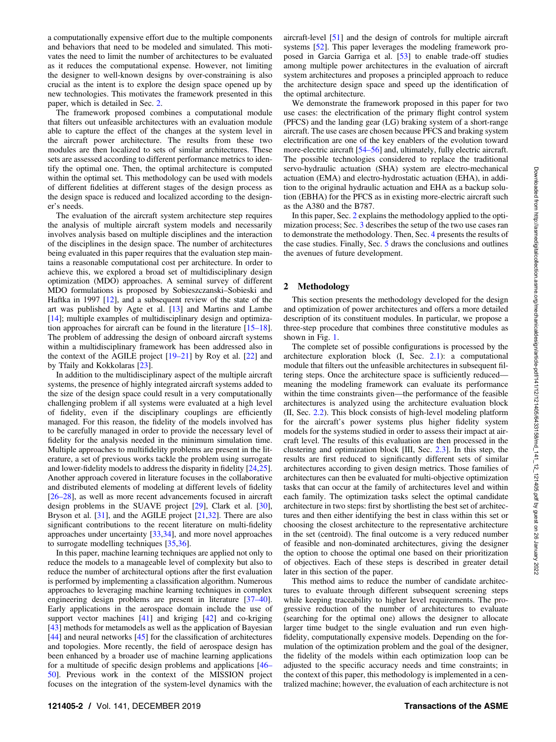a computationally expensive effort due to the multiple components and behaviors that need to be modeled and simulated. This motivates the need to limit the number of architectures to be evaluated as it reduces the computational expense. However, not limiting the designer to well-known designs by over-constraining is also crucial as the intent is to explore the design space opened up by new technologies. This motivates the framework presented in this paper, which is detailed in Sec. 2.

The framework proposed combines a computational module that filters out unfeasible architectures with an evaluation module able to capture the effect of the changes at the system level in the aircraft power architecture. The results from these two modules are then localized to sets of similar architectures. These sets are assessed according to different performance metrics to identify the optimal one. Then, the optimal architecture is computed within the optimal set. This methodology can be used with models of different fidelities at different stages of the design process as the design space is reduced and localized according to the designer's needs.

The evaluation of the aircraft system architecture step requires the analysis of multiple aircraft system models and necessarily involves analysis based on multiple disciplines and the interaction of the disciplines in the design space. The number of architectures being evaluated in this paper requires that the evaluation step maintains a reasonable computational cost per architecture. In order to achieve this, we explored a broad set of multidisciplinary design optimization (MDO) approaches. A seminal survey of different MDO formulations is proposed by Sobieszczanski–Sobieski and Haftka in 1997 [12], and a subsequent review of the state of the art was published by Agte et al. [13] and Martins and Lambe [14]; multiple examples of multidisciplinary design and optimization approaches for aircraft can be found in the literature [15–18]. The problem of addressing the design of onboard aircraft systems within a multidisciplinary framework has been addressed also in the context of the AGILE project [19–21] by Roy et al. [22] and by Tfaily and Kokkolaras [23].

In addition to the multidisciplinary aspect of the multiple aircraft systems, the presence of highly integrated aircraft systems added to the size of the design space could result in a very computationally challenging problem if all systems were evaluated at a high level of fidelity, even if the disciplinary couplings are efficiently managed. For this reason, the fidelity of the models involved has to be carefully managed in order to provide the necessary level of fidelity for the analysis needed in the minimum simulation time. Multiple approaches to multifidelity problems are present in the literature, a set of previous works tackle the problem using surrogate and lower-fidelity models to address the disparity in fidelity [24,25]. Another approach covered in literature focuses in the collaborative and distributed elements of modeling at different levels of fidelity [26–28], as well as more recent advancements focused in aircraft design problems in the SUAVE project [29], Clark et al. [30], Bryson et al. [31], and the AGILE project [21,32]. There are also significant contributions to the recent literature on multi-fidelity approaches under uncertainty [33,34], and more novel approaches to surrogate modelling techniques [35,36].

In this paper, machine learning techniques are applied not only to reduce the models to a manageable level of complexity but also to reduce the number of architectural options after the first evaluation is performed by implementing a classification algorithm. Numerous approaches to leveraging machine learning techniques in complex engineering design problems are present in literature [37–40]. Early applications in the aerospace domain include the use of support vector machines [41] and kriging [42] and co-kriging [43] methods for metamodels as well as the application of Bayesian [44] and neural networks [45] for the classification of architectures and topologies. More recently, the field of aerospace design has been enhanced by a broader use of machine learning applications for a multitude of specific design problems and applications [46–50]. Previous work in the context of the MISSION project focuses on the integration of the system-level dynamics with the aircraft-level [51] and the design of controls for multiple aircraft systems [52]. This paper leverages the modeling framework proposed in Garcia Garriga et al. [53] to enable trade-off studies among multiple power architectures in the evaluation of aircraft system architectures and proposes a principled approach to reduce the architecture design space and speed up the identification of the optimal architecture.

We demonstrate the framework proposed in this paper for two use cases: the electrification of the primary flight control system (PFCS) and the landing gear (LG) braking system of a short-range aircraft. The use cases are chosen because PFCS and braking system electrification are one of the key enablers of the evolution toward more-electric aircraft [54–56] and, ultimately, fully electric aircraft. The possible technologies considered to replace the traditional servo-hydraulic actuation (SHA) system are electro-mechanical actuation (EMA) and electro-hydrostatic actuation (EHA), in addition to the original hydraulic actuation and EHA as a backup solution (EBHA) for the PFCS as in existing more-electric aircraft such as the A380 and the B787.

In this paper, Sec. 2 explains the methodology applied to the optimization process; Sec. 3 describes the setup of the two use cases ran to demonstrate the methodology. Then, Sec. 4 presents the results of the case studies. Finally, Sec. 5 draws the conclusions and outlines the avenues of future development.

## 2 Methodology

This section presents the methodology developed for the design and optimization of power architectures and offers a more detailed description of its constituent modules. In particular, we propose a three-step procedure that combines three constitutive modules as shown in Fig. 1.

The complete set of possible configurations is processed by the architecture exploration block (I, Sec. 2.1): a computational module that filters out the unfeasible architectures in subsequent filtering steps. Once the architecture space is sufficiently reduced—meaning the modeling framework can evaluate its performance within the time constraints given—the performance of the feasible architectures is analyzed using the architecture evaluation block (II, Sec. 2.2). This block consists of high-level modeling platform for the aircraft's power systems plus higher fidelity system models for the systems studied in order to assess their impact at aircraft level. The results of this evaluation are then processed in the clustering and optimization block [III, Sec. 2.3]. In this step, the results are first reduced to significantly different sets of similar architectures according to given design metrics. Those families of architectures can then be evaluated for multi-objective optimization tasks that can occur at the family of architectures level and within each family. The optimization tasks select the optimal candidate architecture in two steps: first by shortlisting the best set of architectures and then either identifying the best in class within this set or choosing the closest architecture to the representative architecture in the set (centroid). The final outcome is a very reduced number of feasible and non-dominated architectures, giving the designer the option to choose the optimal one based on their prioritization of objectives. Each of these steps is described in greater detail later in this section of the paper.

This method aims to reduce the number of candidate architectures to evaluate through different subsequent screening steps while keeping traceability to higher level requirements. The progressive reduction of the number of architectures to evaluate (searching for the optimal one) allows the designer to allocate larger time budget to the single evaluation and run even high-fidelity, computationally expensive models. Depending on the formulation of the optimization problem and the goal of the designer, the fidelity of the models within each optimization loop can be adjusted to the specific accuracy needs and time constraints; in the context of this paper, this methodology is implemented in a centralized machine; however, the evaluation of each architecture is not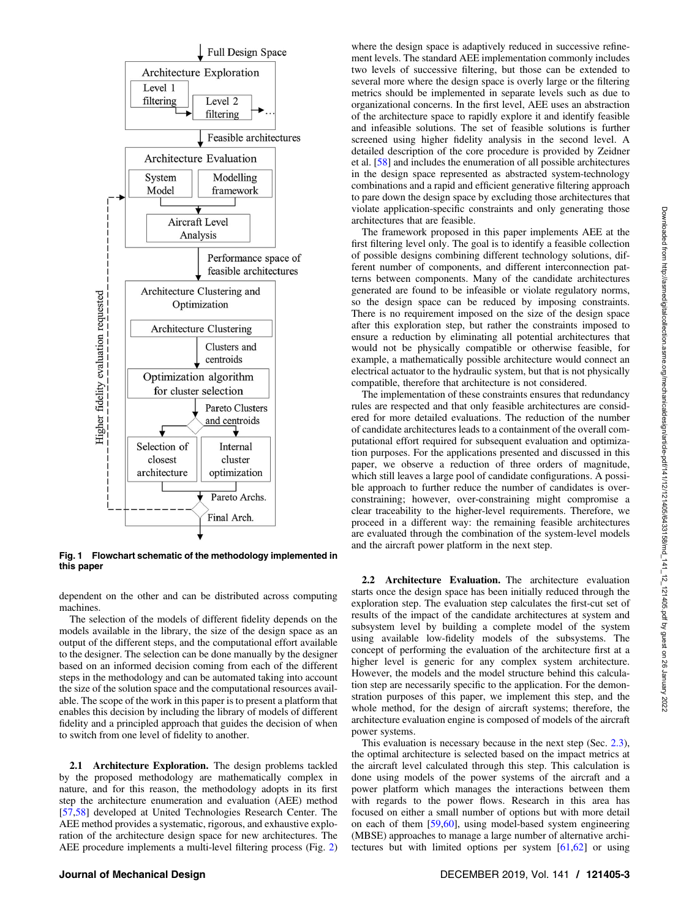Fig. 1 Flowchart schematic of the methodology implemented in this paper

dependent on the other and can be distributed across computing machines.

The selection of the models of different fidelity depends on the models available in the library, the size of the design space as an output of the different steps, and the computational effort available to the designer. The selection can be done manually by the designer based on an informed decision coming from each of the different steps in the methodology and can be automated taking into account the size of the solution space and the computational resources available. The scope of the work in this paper is to present a platform that enables this decision by including the library of models of different fidelity and a principled approach that guides the decision of when to switch from one level of fidelity to another.

**2.1 Architecture Exploration.** The design problems tackled by the proposed methodology are mathematically complex in nature, and for this reason, the methodology adopts in its first step the architecture enumeration and evaluation (AEE) method [57,58] developed at United Technologies Research Center. The AEE method provides a systematic, rigorous, and exhaustive exploration of the architecture design space for new architectures. The AEE procedure implements a multi-level filtering process (Fig. 2) where the design space is adaptively reduced in successive refinement levels. The standard AEE implementation commonly includes two levels of successive filtering, but those can be extended to several more where the design space is overly large or the filtering metrics should be implemented in separate levels such as due to organizational concerns. In the first level, AEE uses an abstraction of the architecture space to rapidly explore it and identify feasible and infeasible solutions. The set of feasible solutions is further screened using higher fidelity analysis in the second level. A detailed description of the core procedure is provided by Zeidner et al. [58] and includes the enumeration of all possible architectures in the design space represented as abstracted system-technology combinations and a rapid and efficient generative filtering approach to pare down the design space by excluding those architectures that violate application-specific constraints and only generating those architectures that are feasible.

The framework proposed in this paper implements AEE at the first filtering level only. The goal is to identify a feasible collection of possible designs combining different technology solutions, different number of components, and different interconnection patterns between components. Many of the candidate architectures generated are found to be infeasible or violate regulatory norms, so the design space can be reduced by imposing constraints. There is no requirement imposed on the size of the design space after this exploration step, but rather the constraints imposed to ensure a reduction by eliminating all potential architectures that would not be physically compatible or otherwise feasible, for example, a mathematically possible architecture would connect an electrical actuator to the hydraulic system, but that is not physically compatible, therefore that architecture is not considered.

The implementation of these constraints ensures that redundancy rules are respected and that only feasible architectures are considered for more detailed evaluations. The reduction of the number of candidate architectures leads to a containment of the overall computational effort required for subsequent evaluation and optimization purposes. For the applications presented and discussed in this paper, we observe a reduction of three orders of magnitude, which still leaves a large pool of candidate configurations. A possible approach to further reduce the number of candidates is over-constraining; however, over-constraining might compromise a clear traceability to the higher-level requirements. Therefore, we proceed in a different way: the remaining feasible architectures are evaluated through the combination of the system-level models and the aircraft power platform in the next step.

**2.2 Architecture Evaluation.** The architecture evaluation starts once the design space has been initially reduced through the exploration step. The evaluation step calculates the first-cut set of results of the impact of the candidate architectures at system and subsystem level by building a complete model of the system using available low-fidelity models of the subsystems. The concept of performing the evaluation of the architecture first at a higher level is generic for any complex system architecture. However, the models and the model structure behind this calculation step are necessarily specific to the application. For the demonstration purposes of this paper, we implement this step, and the whole method, for the design of aircraft systems; therefore, the architecture evaluation engine is composed of models of the aircraft power systems.

This evaluation is necessary because in the next step (Sec. 2.3), the optimal architecture is selected based on the impact metrics at the aircraft level calculated through this step. This calculation is done using models of the power systems of the aircraft and a power platform which manages the interactions between them with regards to the power flows. Research in this area has focused on either a small number of options but with more detail on each of them [59,60], using model-based system engineering (MBSE) approaches to manage a large number of alternative architectures but with limited options per system [61,62] or using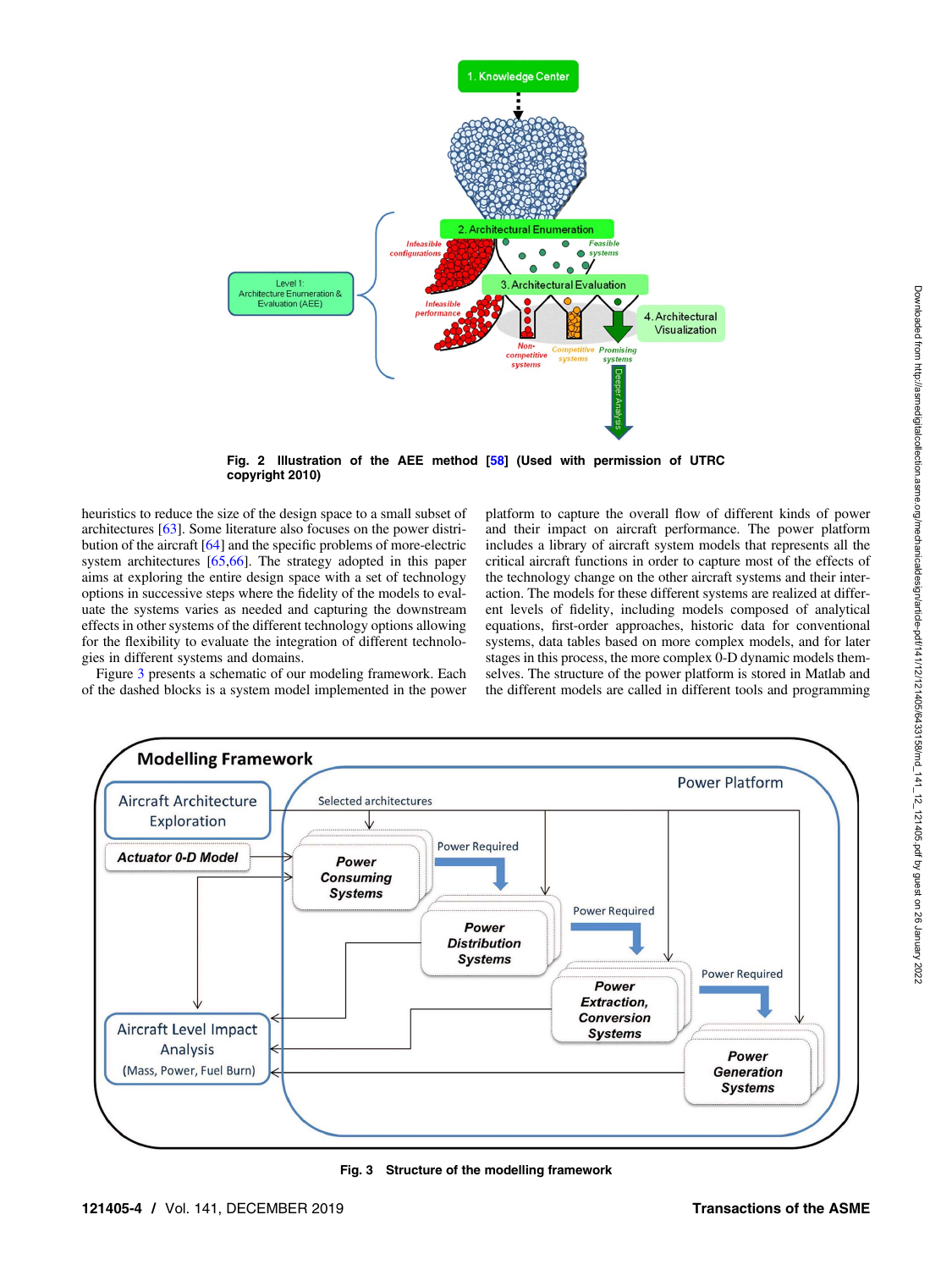Fig. 2 Illustration of the AEE method [58] (Used with permission of UTRC copyright 2010)

heuristics to reduce the size of the design space to a small subset of architectures [63]. Some literature also focuses on the power distribution of the aircraft [64] and the specific problems of more-electric system architectures [65,66]. The strategy adopted in this paper aims at exploring the entire design space with a set of technology options in successive steps where the fidelity of the models to evaluate the systems varies as needed and capturing the downstream effects in other systems of the different technology options allowing for the flexibility to evaluate the integration of different technologies in different systems and domains.

Figure 3 presents a schematic of our modeling framework. Each of the dashed blocks is a system model implemented in the power platform to capture the overall flow of different kinds of power and their impact on aircraft performance. The power platform includes a library of aircraft system models that represents all the critical aircraft functions in order to capture most of the effects of the technology change on the other aircraft systems and their interaction. The models for these different systems are realized at different levels of fidelity, including models composed of analytical equations, first-order approaches, historic data for conventional systems, data tables based on more complex models, and for later stages in this process, the more complex 0-D dynamic models themselves. The structure of the power platform is stored in Matlab and the different models are called in different tools and programming

Fig. 3 Structure of the modelling framework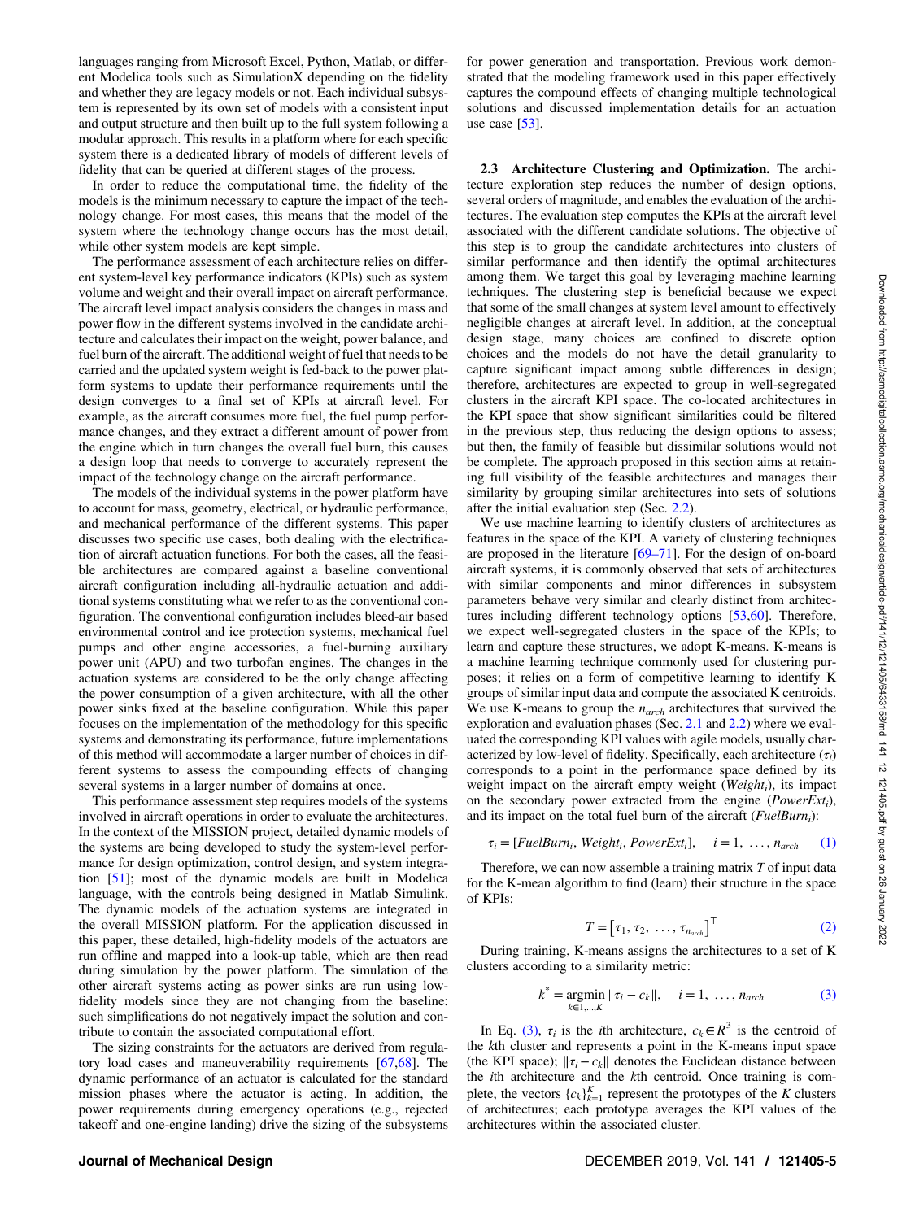languages ranging from Microsoft Excel, Python, Matlab, or different Modelica tools such as SimulationX depending on the fidelity and whether they are legacy models or not. Each individual subsystem is represented by its own set of models with a consistent input and output structure and then built up to the full system following a modular approach. This results in a platform where for each specific system there is a dedicated library of models of different levels of fidelity that can be queried at different stages of the process.

In order to reduce the computational time, the fidelity of the models is the minimum necessary to capture the impact of the technology change. For most cases, this means that the model of the system where the technology change occurs has the most detail, while other system models are kept simple.

The performance assessment of each architecture relies on different system-level key performance indicators (KPIs) such as system volume and weight and their overall impact on aircraft performance. The aircraft level impact analysis considers the changes in mass and power flow in the different systems involved in the candidate architecture and calculates their impact on the weight, power balance, and fuel burn of the aircraft. The additional weight of fuel that needs to be carried and the updated system weight is fed-back to the power platform systems to update their performance requirements until the design converges to a final set of KPIs at aircraft level. For example, as the aircraft consumes more fuel, the fuel pump performance changes, and they extract a different amount of power from the engine which in turn changes the overall fuel burn, this causes a design loop that needs to converge to accurately represent the impact of the technology change on the aircraft performance.

The models of the individual systems in the power platform have to account for mass, geometry, electrical, or hydraulic performance, and mechanical performance of the different systems. This paper discusses two specific use cases, both dealing with the electrification of aircraft actuation functions. For both the cases, all the feasible architectures are compared against a baseline conventional aircraft configuration including all-hydraulic actuation and additional systems constituting what we refer to as the conventional configuration. The conventional configuration includes bleed-air based environmental control and ice protection systems, mechanical fuel pumps and other engine accessories, a fuel-burning auxiliary power unit (APU) and two turbofan engines. The changes in the actuation systems are considered to be the only change affecting the power consumption of a given architecture, with all the other power sinks fixed at the baseline configuration. While this paper focuses on the implementation of the methodology for this specific systems and demonstrating its performance, future implementations of this method will accommodate a larger number of choices in different systems to assess the compounding effects of changing several systems in a larger number of domains at once.

This performance assessment step requires models of the systems involved in aircraft operations in order to evaluate the architectures. In the context of the MISSION project, detailed dynamic models of the systems are being developed to study the system-level performance for design optimization, control design, and system integration [51]; most of the dynamic models are built in Modelica language, with the controls being designed in Matlab Simulink. The dynamic models of the actuation systems are integrated in the overall MISSION platform. For the application discussed in this paper, these detailed, high-fidelity models of the actuators are run offline and mapped into a look-up table, which are then read during simulation by the power platform. The simulation of the other aircraft systems acting as power sinks are run using low-fidelity models since they are not changing from the baseline: such simplifications do not negatively impact the solution and contribute to contain the associated computational effort.

The sizing constraints for the actuators are derived from regulatory load cases and maneuverability requirements [67,68]. The dynamic performance of an actuator is calculated for the standard mission phases where the actuator is acting. In addition, the power requirements during emergency operations (e.g., rejected takeoff and one-engine landing) drive the sizing of the subsystems for power generation and transportation. Previous work demonstrated that the modeling framework used in this paper effectively captures the compound effects of changing multiple technological solutions and discussed implementation details for an actuation use case [53].

**2.3 Architecture Clustering and Optimization.** The architecture exploration step reduces the number of design options, several orders of magnitude, and enables the evaluation of the architectures. The evaluation step computes the KPIs at the aircraft level associated with the different candidate solutions. The objective of this step is to group the candidate architectures into clusters of similar performance and then identify the optimal architectures among them. We target this goal by leveraging machine learning techniques. The clustering step is beneficial because we expect that some of the small changes at system level amount to effectively negligible changes at aircraft level. In addition, at the conceptual design stage, many choices are confined to discrete option choices and the models do not have the detail granularity to capture significant impact among subtle differences in design; therefore, architectures are expected to group in well-segregated clusters in the aircraft KPI space. The co-located architectures in the KPI space that show significant similarities could be filtered in the previous step, thus reducing the design options to assess; but then, the family of feasible but dissimilar solutions would not be complete. The approach proposed in this section aims at retaining full visibility of the feasible architectures and manages their similarity by grouping similar architectures into sets of solutions after the initial evaluation step (Sec. 2.2).

We use machine learning to identify clusters of architectures as features in the space of the KPI. A variety of clustering techniques are proposed in the literature [69–71]. For the design of on-board aircraft systems, it is commonly observed that sets of architectures with similar components and minor differences in subsystem parameters behave very similar and clearly distinct from architectures including different technology options [53,60]. Therefore, we expect well-segregated clusters in the space of the KPIs; to learn and capture these structures, we adopt K-means. K-means is a machine learning technique commonly used for clustering purposes; it relies on a form of competitive learning to identify K groups of similar input data and compute the associated K centroids. We use K-means to group the $n_{arch}$ architectures that survived the exploration and evaluation phases (Sec. 2.1 and 2.2) where we evaluated the corresponding KPI values with agile models, usually characterized by low-level of fidelity. Specifically, each architecture ($\tau_i$) corresponds to a point in the performance space defined by its weight impact on the aircraft empty weight ($Weight_i$), its impact on the secondary power extracted from the engine ($PowerExt_i$), and its impact on the total fuel burn of the aircraft ($FuelBurn_i$):

$$\tau_i = [FuelBurn_i,\ Weight_i,\ PowerExt_i], \quad i = 1,\ \ldots,\ n_{arch} \tag{1}$$

Therefore, we can now assemble a training matrix $T$ of input data for the K-mean algorithm to find (learn) their structure in the space of KPIs:

$$T = \left[\tau_1,\ \tau_2,\ \ldots,\ \tau_{n_{arch}}\right]^\top \tag{2}$$

During training, K-means assigns the architectures to a set of K clusters according to a similarity metric:

$$k^* = \underset{k \in 1,\ldots,K}{\operatorname{argmin}} \|\tau_i - c_k\|, \quad i = 1,\ \ldots,\ n_{arch} \tag{3}$$

In Eq. (3), $\tau_i$ is the $i$th architecture, $c_k \in R^3$ is the centroid of the $k$th cluster and represents a point in the K-means input space (the KPI space); $\|\tau_i - c_k\|$ denotes the Euclidean distance between the $i$th architecture and the $k$th centroid. Once training is complete, the vectors $\{c_k\}_{k=1}^K$ represent the prototypes of the $K$ clusters of architectures; each prototype averages the KPI values of the architectures within the associated cluster.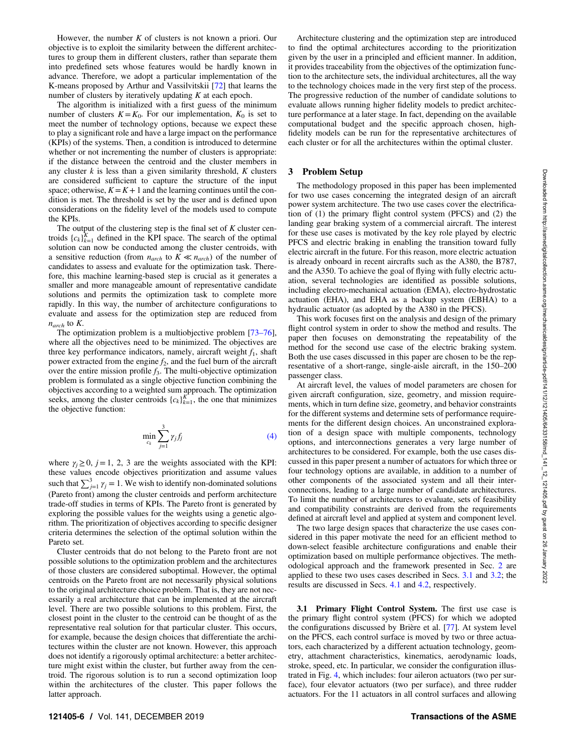However, the number $K$ of clusters is not known a priori. Our objective is to exploit the similarity between the different architectures to group them in different clusters, rather than separate them into predefined sets whose features would be hardly known in advance. Therefore, we adopt a particular implementation of the K-means proposed by Arthur and Vassilvitskii [72] that learns the number of clusters by iteratively updating $K$ at each epoch.

The algorithm is initialized with a first guess of the minimum number of clusters $K = K_0$. For our implementation, $K_0$ is set to meet the number of technology options, because we expect these to play a significant role and have a large impact on the performance (KPIs) of the systems. Then, a condition is introduced to determine whether or not incrementing the number of clusters is appropriate: if the distance between the centroid and the cluster members in any cluster $k$ is less than a given similarity threshold, $K$ clusters are considered sufficient to capture the structure of the input space; otherwise, $K = K + 1$ and the learning continues until the condition is met. The threshold is set by the user and is defined upon considerations on the fidelity level of the models used to compute the KPIs.

The output of the clustering step is the final set of $K$ cluster centroids $\{c_k\}_{k=1}^{K}$ defined in the KPI space. The search of the optimal solution can now be conducted among the cluster centroids, with a sensitive reduction (from $n_{arch}$ to $K \ll n_{arch}$) of the number of candidates to assess and evaluate for the optimization task. Therefore, this machine learning-based step is crucial as it generates a smaller and more manageable amount of representative candidate solutions and permits the optimization task to complete more rapidly. In this way, the number of architecture configurations to evaluate and assess for the optimization step are reduced from $n_{arch}$ to $K$.

The optimization problem is a multiobjective problem [73–76], where all the objectives need to be minimized. The objectives are three key performance indicators, namely, aircraft weight $f_1$, shaft power extracted from the engine $f_2$, and the fuel burn of the aircraft over the entire mission profile $f_3$. The multi-objective optimization problem is formulated as a single objective function combining the objectives according to a weighted sum approach. The optimization seeks, among the cluster centroids $\{c_k\}_{k=1}^{K}$, the one that minimizes the objective function:

$$\min_{c_k} \sum_{j=1}^{3} \gamma_j f_j \tag{4}$$

where $\gamma_j \geq 0$, $j = 1, 2, 3$ are the weights associated with the KPI: these values encode objectives prioritization and assume values such that $\sum_{j=1}^{3} \gamma_j = 1$. We wish to identify non-dominated solutions (Pareto front) among the cluster centroids and perform architecture trade-off studies in terms of KPIs. The Pareto front is generated by exploring the possible values for the weights using a genetic algorithm. The prioritization of objectives according to specific designer criteria determines the selection of the optimal solution within the Pareto set.

Cluster centroids that do not belong to the Pareto front are not possible solutions to the optimization problem and the architectures of those clusters are considered suboptimal. However, the optimal centroids on the Pareto front are not necessarily physical solutions to the original architecture choice problem. That is, they are not necessarily a real architecture that can be implemented at the aircraft level. There are two possible solutions to this problem. First, the closest point in the cluster to the centroid can be thought of as the representative real solution for that particular cluster. This occurs, for example, because the design choices that differentiate the architectures within the cluster are not known. However, this approach does not identify a rigorously optimal architecture: a better architecture might exist within the cluster, but further away from the centroid. The rigorous solution is to run a second optimization loop within the architectures of the cluster. This paper follows the latter approach.

Architecture clustering and the optimization step are introduced to find the optimal architectures according to the prioritization given by the user in a principled and efficient manner. In addition, it provides traceability from the objectives of the optimization function to the architecture sets, the individual architectures, all the way to the technology choices made in the very first step of the process. The progressive reduction of the number of candidate solutions to evaluate allows running higher fidelity models to predict architecture performance at a later stage. In fact, depending on the available computational budget and the specific approach chosen, high-fidelity models can be run for the representative architectures of each cluster or for all the architectures within the optimal cluster.

## 3 Problem Setup

The methodology proposed in this paper has been implemented for two use cases concerning the integrated design of an aircraft power system architecture. The two use cases cover the electrification of (1) the primary flight control system (PFCS) and (2) the landing gear braking system of a commercial aircraft. The interest for these use cases is motivated by the key role played by electric PFCS and electric braking in enabling the transition toward fully electric aircraft in the future. For this reason, more electric actuation is already onboard in recent aircrafts such as the A380, the B787, and the A350. To achieve the goal of flying with fully electric actuation, several technologies are identified as possible solutions, including electro-mechanical actuation (EMA), electro-hydrostatic actuation (EHA), and EHA as a backup system (EBHA) to a hydraulic actuator (as adopted by the A380 in the PFCS).

This work focuses first on the analysis and design of the primary flight control system in order to show the method and results. The paper then focuses on demonstrating the repeatability of the method for the second use case of the electric braking system. Both the use cases discussed in this paper are chosen to be the representative of a short-range, single-aisle aircraft, in the 150–200 passenger class.

At aircraft level, the values of model parameters are chosen for given aircraft configuration, size, geometry, and mission requirements, which in turn define size, geometry, and behavior constraints for the different systems and determine sets of performance requirements for the different design choices. An unconstrained exploration of a design space with multiple components, technology options, and interconnections generates a very large number of architectures to be considered. For example, both the use cases discussed in this paper present a number of actuators for which three or four technology options are available, in addition to a number of other components of the associated system and all their interconnections, leading to a large number of candidate architectures. To limit the number of architectures to evaluate, sets of feasibility and compatibility constraints are derived from the requirements defined at aircraft level and applied at system and component level.

The two large design spaces that characterize the use cases considered in this paper motivate the need for an efficient method to down-select feasible architecture configurations and enable their optimization based on multiple performance objectives. The methodological approach and the framework presented in Sec. 2 are applied to these two uses cases described in Secs. 3.1 and 3.2; the results are discussed in Secs. 4.1 and 4.2, respectively.

### 3.1 Primary Flight Control System.

The first use case is the primary flight control system (PFCS) for which we adopted the configurations discussed by Brière et al. [77]. At system level on the PFCS, each control surface is moved by two or three actuators, each characterized by a different actuation technology, geometry, attachment characteristics, kinematics, aerodynamic loads, stroke, speed, etc. In particular, we consider the configuration illustrated in Fig. 4, which includes: four aileron actuators (two per surface), four elevator actuators (two per surface), and three rudder actuators. For the 11 actuators in all control surfaces and allowing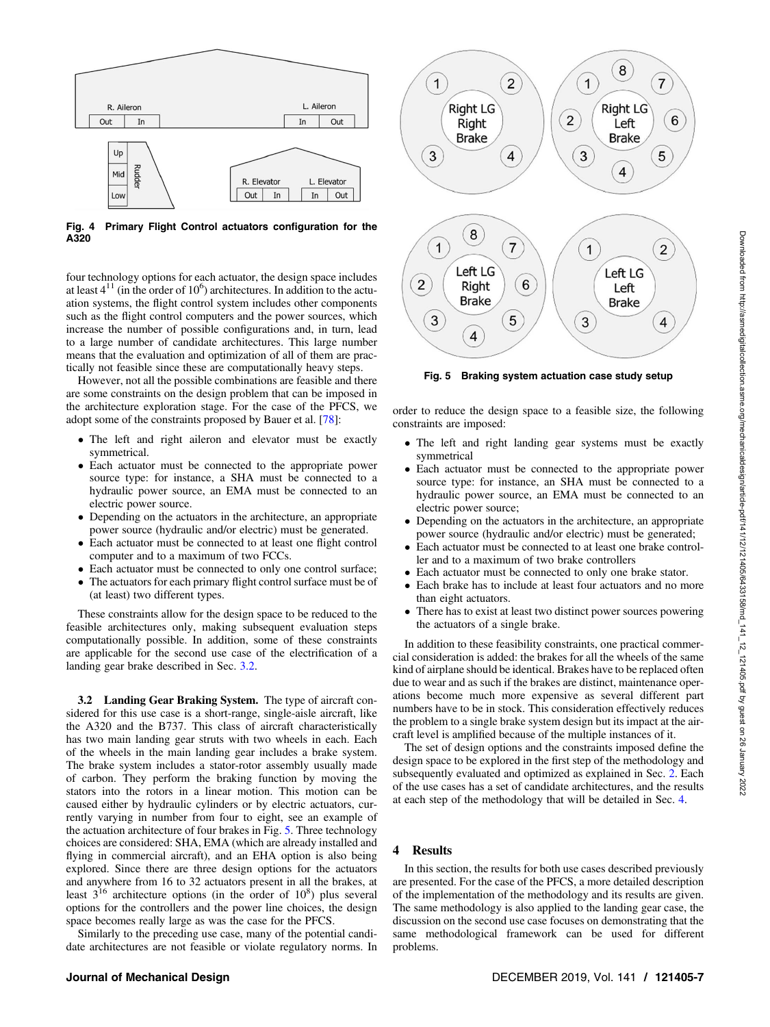Fig. 4 Primary Flight Control actuators configuration for the A320

four technology options for each actuator, the design space includes at least $4^{11}$ (in the order of $10^6$) architectures. In addition to the actuation systems, the flight control system includes other components such as the flight control computers and the power sources, which increase the number of possible configurations and, in turn, lead to a large number of candidate architectures. This large number means that the evaluation and optimization of all of them are practically not feasible since these are computationally heavy steps.

However, not all the possible combinations are feasible and there are some constraints on the design problem that can be imposed in the architecture exploration stage. For the case of the PFCS, we adopt some of the constraints proposed by Bauer et al. [78]:

- The left and right aileron and elevator must be exactly symmetrical.
- Each actuator must be connected to the appropriate power source type: for instance, a SHA must be connected to a hydraulic power source, an EMA must be connected to an electric power source.
- Depending on the actuators in the architecture, an appropriate power source (hydraulic and/or electric) must be generated.
- Each actuator must be connected to at least one flight control computer and to a maximum of two FCCs.
- Each actuator must be connected to only one control surface;
- The actuators for each primary flight control surface must be of (at least) two different types.

These constraints allow for the design space to be reduced to the feasible architectures only, making subsequent evaluation steps computationally possible. In addition, some of these constraints are applicable for the second use case of the electrification of a landing gear brake described in Sec. 3.2.

### 3.2 Landing Gear Braking System.

The type of aircraft considered for this use case is a short-range, single-aisle aircraft, like the A320 and the B737. This class of aircraft characteristically has two main landing gear struts with two wheels in each. Each of the wheels in the main landing gear includes a brake system. The brake system includes a stator-rotor assembly usually made of carbon. They perform the braking function by moving the stators into the rotors in a linear motion. This motion can be caused either by hydraulic cylinders or by electric actuators, currently varying in number from four to eight, see an example of the actuation architecture of four brakes in Fig. 5. Three technology choices are considered: SHA, EMA (which are already installed and flying in commercial aircraft), and an EHA option is also being explored. Since there are three design options for the actuators and anywhere from 16 to 32 actuators present in all the brakes, at least $3^{16}$ architecture options (in the order of $10^8$) plus several options for the controllers and the power line choices, the design space becomes really large as was the case for the PFCS.

Similarly to the preceding use case, many of the potential candidate architectures are not feasible or violate regulatory norms. In order to reduce the design space to a feasible size, the following constraints are imposed:

Fig. 5 Braking system actuation case study setup

- The left and right landing gear systems must be exactly symmetrical
- Each actuator must be connected to the appropriate power source type: for instance, an SHA must be connected to a hydraulic power source, an EMA must be connected to an electric power source;
- Depending on the actuators in the architecture, an appropriate power source (hydraulic and/or electric) must be generated;
- Each actuator must be connected to at least one brake controller and to a maximum of two brake controllers
- Each actuator must be connected to only one brake stator.
- Each brake has to include at least four actuators and no more than eight actuators.
- There has to exist at least two distinct power sources powering the actuators of a single brake.

In addition to these feasibility constraints, one practical commercial consideration is added: the brakes for all the wheels of the same kind of airplane should be identical. Brakes have to be replaced often due to wear and as such if the brakes are distinct, maintenance operations become much more expensive as several different part numbers have to be in stock. This consideration effectively reduces the problem to a single brake system design but its impact at the aircraft level is amplified because of the multiple instances of it.

The set of design options and the constraints imposed define the design space to be explored in the first step of the methodology and subsequently evaluated and optimized as explained in Sec. 2. Each of the use cases has a set of candidate architectures, and the results at each step of the methodology that will be detailed in Sec. 4.

## 4 Results

In this section, the results for both use cases described previously are presented. For the case of the PFCS, a more detailed description of the implementation of the methodology and its results are given. The same methodology is also applied to the landing gear case, the discussion on the second use case focuses on demonstrating that the same methodological framework can be used for different problems.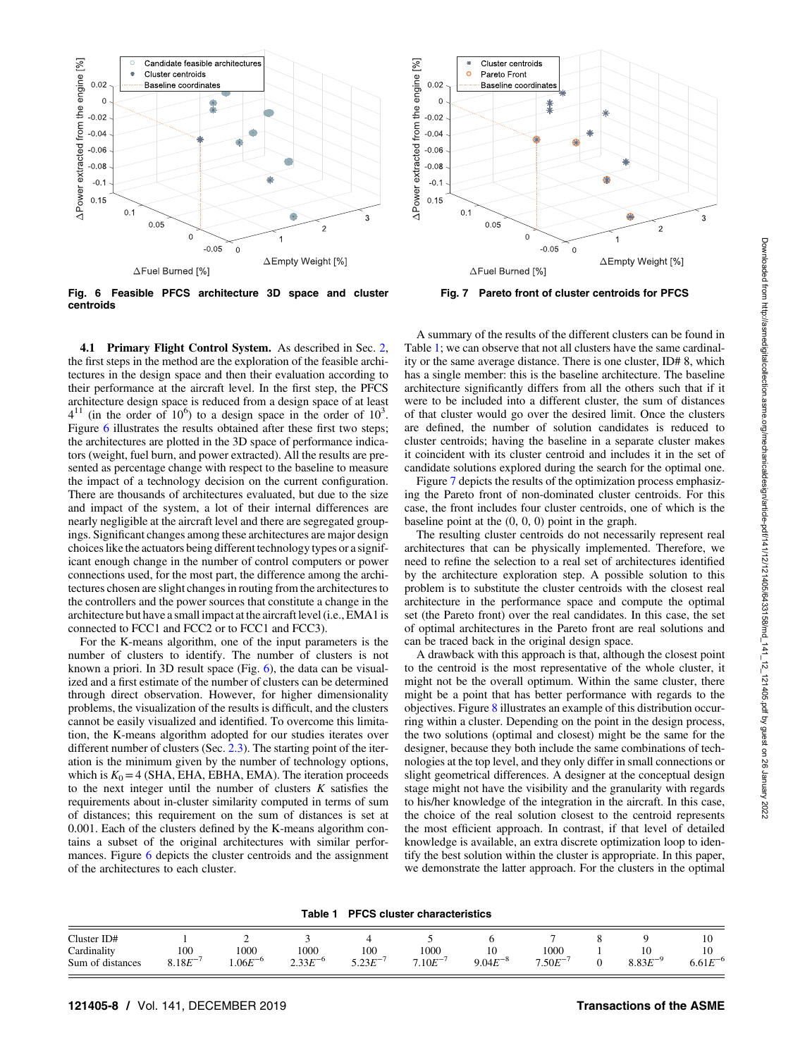Fig. 6 Feasible PFCS architecture 3D space and cluster centroids

Fig. 7 Pareto front of cluster centroids for PFCS

**4.1 Primary Flight Control System.** As described in Sec. 2, the first steps in the method are the exploration of the feasible architectures in the design space and then their evaluation according to their performance at the aircraft level. In the first step, the PFCS architecture design space is reduced from a design space of at least $4^{11}$ (in the order of $10^6$) to a design space in the order of $10^3$. Figure 6 illustrates the results obtained after these first two steps; the architectures are plotted in the 3D space of performance indicators (weight, fuel burn, and power extracted). All the results are presented as percentage change with respect to the baseline to measure the impact of a technology decision on the current configuration. There are thousands of architectures evaluated, but due to the size and impact of the system, a lot of their internal differences are nearly negligible at the aircraft level and there are segregated groupings. Significant changes among these architectures are major design choices like the actuators being different technology types or a significant enough change in the number of control computers or power connections used, for the most part, the difference among the architectures chosen are slight changes in routing from the architectures to the controllers and the power sources that constitute a change in the architecture but have a small impact at the aircraft level (i.e., EMA1 is connected to FCC1 and FCC2 or to FCC1 and FCC3).

For the K-means algorithm, one of the input parameters is the number of clusters to identify. The number of clusters is not known a priori. In 3D result space (Fig. 6), the data can be visualized and a first estimate of the number of clusters can be determined through direct observation. However, for higher dimensionality problems, the visualization of the results is difficult, and the clusters cannot be easily visualized and identified. To overcome this limitation, the K-means algorithm adopted for our studies iterates over different number of clusters (Sec. 2.3). The starting point of the iteration is the minimum given by the number of technology options, which is $K_0 = 4$ (SHA, EHA, EBHA, EMA). The iteration proceeds to the next integer until the number of clusters $K$ satisfies the requirements about in-cluster similarity computed in terms of sum of distances; this requirement on the sum of distances is set at 0.001. Each of the clusters defined by the K-means algorithm contains a subset of the original architectures with similar performances. Figure 6 depicts the cluster centroids and the assignment of the architectures to each cluster.

A summary of the results of the different clusters can be found in Table 1; we can observe that not all clusters have the same cardinality or the same average distance. There is one cluster, ID# 8, which has a single member: this is the baseline architecture. The baseline architecture significantly differs from all the others such that if it were to be included into a different cluster, the sum of distances of that cluster would go over the desired limit. Once the clusters are defined, the number of solution candidates is reduced to cluster centroids; having the baseline in a separate cluster makes it coincident with its cluster centroid and includes it in the set of candidate solutions explored during the search for the optimal one.

Figure 7 depicts the results of the optimization process emphasizing the Pareto front of non-dominated cluster centroids. For this case, the front includes four cluster centroids, one of which is the baseline point at the (0, 0, 0) point in the graph.

The resulting cluster centroids do not necessarily represent real architectures that can be physically implemented. Therefore, we need to refine the selection to a real set of architectures identified by the architecture exploration step. A possible solution to this problem is to substitute the cluster centroids with the closest real architecture in the performance space and compute the optimal set (the Pareto front) over the real candidates. In this case, the set of optimal architectures in the Pareto front are real solutions and can be traced back in the original design space.

A drawback with this approach is that, although the closest point to the centroid is the most representative of the whole cluster, it might not be the overall optimum. Within the same cluster, there might be a point that has better performance with regards to the objectives. Figure 8 illustrates an example of this distribution occurring within a cluster. Depending on the point in the design process, the two solutions (optimal and closest) might be the same for the designer, because they both include the same combinations of technologies at the top level, and they only differ in small connections or slight geometrical differences. A designer at the conceptual design stage might not have the visibility and the granularity with regards to his/her knowledge of the integration in the aircraft. In this case, the choice of the real solution closest to the centroid represents the most efficient approach. In contrast, if that level of detailed knowledge is available, an extra discrete optimization loop to identify the best solution within the cluster is appropriate. In this paper, we demonstrate the latter approach. For the clusters in the optimal

**Table 1 PFCS cluster characteristics**

| Cluster ID# | 1 | 2 | 3 | 4 | 5 | 6 | 7 | 8 | 9 | 10 |
|---|---|---|---|---|---|---|---|---|---|---|
| Cardinality | 100 | 1000 | 1000 | 100 | 1000 | 10 | 1000 | 1 | 10 | 10 |
| Sum of distances | $8.18E^{-7}$ | $1.06E^{-6}$ | $2.33E^{-6}$ | $5.23E^{-7}$ | $7.10E^{-7}$ | $9.04E^{-8}$ | $7.50E^{-7}$ | 0 | $8.83E^{-9}$ | $6.61E^{-6}$ |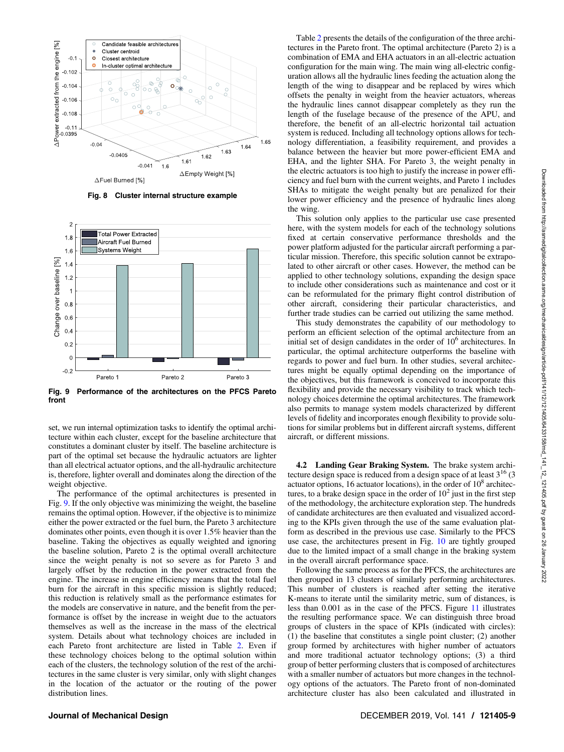Fig. 8 Cluster internal structure example

Fig. 9 Performance of the architectures on the PFCS Pareto front

set, we run internal optimization tasks to identify the optimal architecture within each cluster, except for the baseline architecture that constitutes a dominant cluster by itself. The baseline architecture is part of the optimal set because the hydraulic actuators are lighter than all electrical actuator options, and the all-hydraulic architecture is, therefore, lighter overall and dominates along the direction of the weight objective.

The performance of the optimal architectures is presented in Fig. 9. If the only objective was minimizing the weight, the baseline remains the optimal option. However, if the objective is to minimize either the power extracted or the fuel burn, the Pareto 3 architecture dominates other points, even though it is over 1.5% heavier than the baseline. Taking the objectives as equally weighted and ignoring the baseline solution, Pareto 2 is the optimal overall architecture since the weight penalty is not so severe as for Pareto 3 and largely offset by the reduction in the power extracted from the engine. The increase in engine efficiency means that the total fuel burn for the aircraft in this specific mission is slightly reduced; this reduction is relatively small as the performance estimates for the models are conservative in nature, and the benefit from the performance is offset by the increase in weight due to the actuators themselves as well as the increase in the mass of the electrical system. Details about what technology choices are included in each Pareto front architecture are listed in Table 2. Even if these technology choices belong to the optimal solution within each of the clusters, the technology solution of the rest of the architectures in the same cluster is very similar, only with slight changes in the location of the actuator or the routing of the power distribution lines.

Table 2 presents the details of the configuration of the three architectures in the Pareto front. The optimal architecture (Pareto 2) is a combination of EMA and EHA actuators in an all-electric actuation configuration for the main wing. The main wing all-electric configuration allows all the hydraulic lines feeding the actuation along the length of the wing to disappear and be replaced by wires which offsets the penalty in weight from the heavier actuators, whereas the hydraulic lines cannot disappear completely as they run the length of the fuselage because of the presence of the APU, and therefore, the benefit of an all-electric horizontal tail actuation system is reduced. Including all technology options allows for technology differentiation, a feasibility requirement, and provides a balance between the heavier but more power-efficient EMA and EHA, and the lighter SHA. For Pareto 3, the weight penalty in the electric actuators is too high to justify the increase in power efficiency and fuel burn with the current weights, and Pareto 1 includes SHAs to mitigate the weight penalty but are penalized for their lower power efficiency and the presence of hydraulic lines along the wing.

This solution only applies to the particular use case presented here, with the system models for each of the technology solutions fixed at certain conservative performance thresholds and the power platform adjusted for the particular aircraft performing a particular mission. Therefore, this specific solution cannot be extrapolated to other aircraft or other cases. However, the method can be applied to other technology solutions, expanding the design space to include other considerations such as maintenance and cost or it can be reformulated for the primary flight control distribution of other aircraft, considering their particular characteristics, and further trade studies can be carried out utilizing the same method.

This study demonstrates the capability of our methodology to perform an efficient selection of the optimal architecture from an initial set of design candidates in the order of $10^6$ architectures. In particular, the optimal architecture outperforms the baseline with regards to power and fuel burn. In other studies, several architectures might be equally optimal depending on the importance of the objectives, but this framework is conceived to incorporate this flexibility and provide the necessary visibility to track which technology choices determine the optimal architectures. The framework also permits to manage system models characterized by different levels of fidelity and incorporates enough flexibility to provide solutions for similar problems but in different aircraft systems, different aircraft, or different missions.

### 4.2 Landing Gear Braking System.

The brake system architecture design space is reduced from a design space of at least $3^{16}$ (3 actuator options, 16 actuator locations), in the order of $10^8$ architectures, to a brake design space in the order of $10^2$ just in the first step of the methodology, the architecture exploration step. The hundreds of candidate architectures are then evaluated and visualized according to the KPIs given through the use of the same evaluation platform as described in the previous use case. Similarly to the PFCS use case, the architectures present in Fig. 10 are tightly grouped due to the limited impact of a small change in the braking system in the overall aircraft performance space.

Following the same process as for the PFCS, the architectures are then grouped in 13 clusters of similarly performing architectures. This number of clusters is reached after setting the iterative K-means to iterate until the similarity metric, sum of distances, is less than 0.001 as in the case of the PFCS. Figure 11 illustrates the resulting performance space. We can distinguish three broad groups of clusters in the space of KPIs (indicated with circles): (1) the baseline that constitutes a single point cluster; (2) another group formed by architectures with higher number of actuators and more traditional actuator technology options; (3) a third group of better performing clusters that is composed of architectures with a smaller number of actuators but more changes in the technology options of the actuators. The Pareto front of non-dominated architecture cluster has also been calculated and illustrated in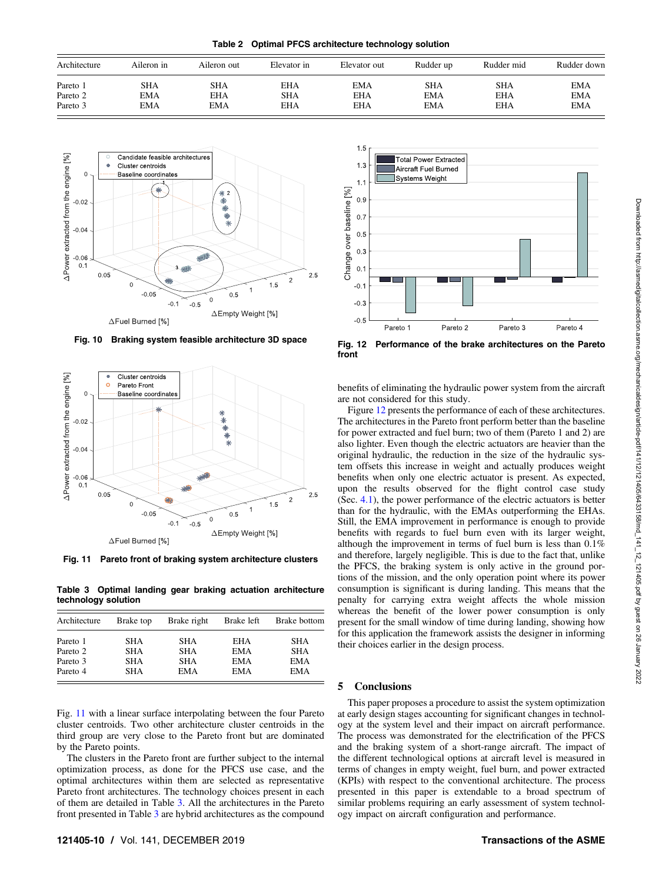**Table 2 Optimal PFCS architecture technology solution**

| Architecture | Aileron in | Aileron out | Elevator in | Elevator out | Rudder up | Rudder mid | Rudder down |
|---|---|---|---|---|---|---|---|
| Pareto 1 | SHA | SHA | EHA | EMA | SHA | SHA | EMA |
| Pareto 2 | EMA | EHA | SHA | EHA | EMA | EHA | EMA |
| Pareto 3 | EMA | EMA | EHA | EHA | EMA | EHA | EMA |

**Fig. 10 Braking system feasible architecture 3D space**

**Fig. 11 Pareto front of braking system architecture clusters**

**Table 3 Optimal landing gear braking actuation architecture technology solution**

| Architecture | Brake top | Brake right | Brake left | Brake bottom |
|---|---|---|---|---|
| Pareto 1 | SHA | SHA | EHA | SHA |
| Pareto 2 | SHA | SHA | EMA | SHA |
| Pareto 3 | SHA | SHA | EMA | EMA |
| Pareto 4 | SHA | EMA | EMA | EMA |

Fig. 11 with a linear surface interpolating between the four Pareto cluster centroids. Two other architecture cluster centroids in the third group are very close to the Pareto front but are dominated by the Pareto points.

The clusters in the Pareto front are further subject to the internal optimization process, as done for the PFCS use case, and the optimal architectures within them are selected as representative Pareto front architectures. The technology choices present in each of them are detailed in Table 3. All the architectures in the Pareto front presented in Table 3 are hybrid architectures as the compound benefits of eliminating the hydraulic power system from the aircraft are not considered for this study.

**Fig. 12 Performance of the brake architectures on the Pareto front**

Figure 12 presents the performance of each of these architectures. The architectures in the Pareto front perform better than the baseline for power extracted and fuel burn; two of them (Pareto 1 and 2) are also lighter. Even though the electric actuators are heavier than the original hydraulic, the reduction in the size of the hydraulic system offsets this increase in weight and actually produces weight benefits when only one electric actuator is present. As expected, upon the results observed for the flight control case study (Sec. 4.1), the power performance of the electric actuators is better than for the hydraulic, with the EMAs outperforming the EHAs. Still, the EMA improvement in performance is enough to provide benefits with regards to fuel burn even with its larger weight, although the improvement in terms of fuel burn is less than 0.1% and therefore, largely negligible. This is due to the fact that, unlike the PFCS, the braking system is only active in the ground portions of the mission, and the only operation point where its power consumption is significant is during landing. This means that the penalty for carrying extra weight affects the whole mission whereas the benefit of the lower power consumption is only present for the small window of time during landing, showing how for this application the framework assists the designer in informing their choices earlier in the design process.

## 5 Conclusions

This paper proposes a procedure to assist the system optimization at early design stages accounting for significant changes in technology at the system level and their impact on aircraft performance. The process was demonstrated for the electrification of the PFCS and the braking system of a short-range aircraft. The impact of the different technological options at aircraft level is measured in terms of changes in empty weight, fuel burn, and power extracted (KPIs) with respect to the conventional architecture. The process presented in this paper is extendable to a broad spectrum of similar problems requiring an early assessment of system technology impact on aircraft configuration and performance.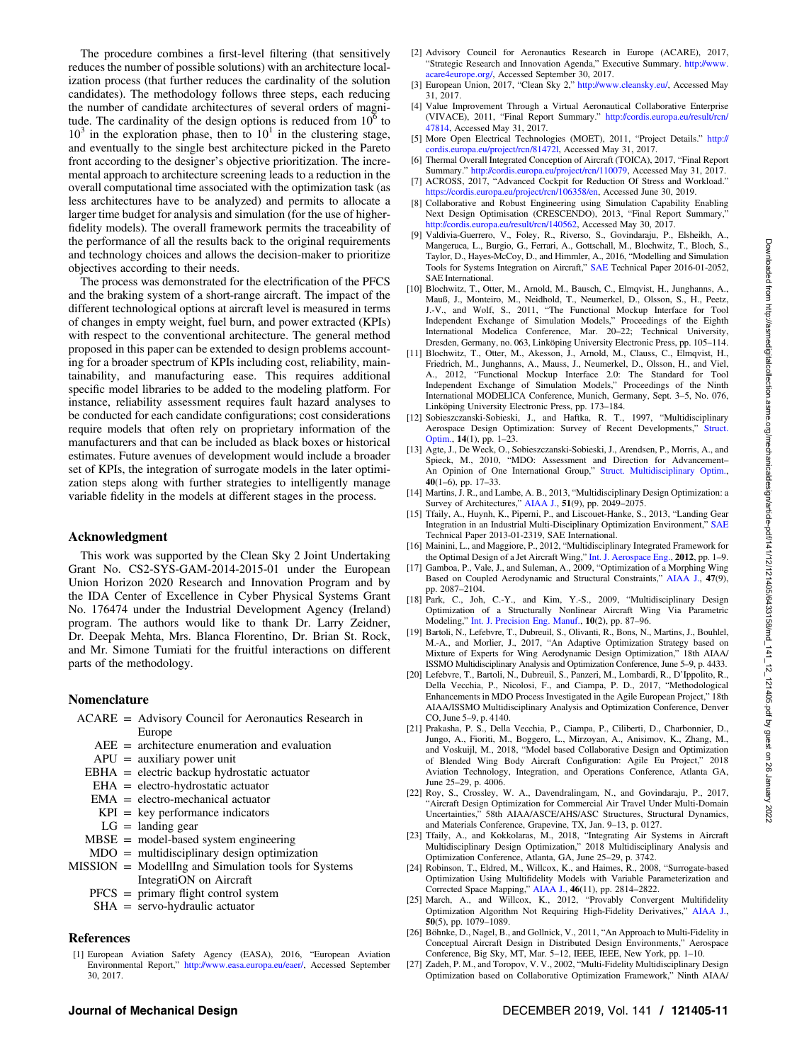The procedure combines a first-level filtering (that sensitively reduces the number of possible solutions) with an architecture localization process (that further reduces the cardinality of the solution candidates). The methodology follows three steps, each reducing the number of candidate architectures of several orders of magnitude. The cardinality of the design options is reduced from $10^6$ to $10^3$ in the exploration phase, then to $10^1$ in the clustering stage, and eventually to the single best architecture picked in the Pareto front according to the designer's objective prioritization. The incremental approach to architecture screening leads to a reduction in the overall computational time associated with the optimization task (as less architectures have to be analyzed) and permits to allocate a larger time budget for analysis and simulation (for the use of higher-fidelity models). The overall framework permits the traceability of the performance of all the results back to the original requirements and technology choices and allows the decision-maker to prioritize objectives according to their needs.

The process was demonstrated for the electrification of the PFCS and the braking system of a short-range aircraft. The impact of the different technological options at aircraft level is measured in terms of changes in empty weight, fuel burn, and power extracted (KPIs) with respect to the conventional architecture. The general method proposed in this paper can be extended to design problems accounting for a broader spectrum of KPIs including cost, reliability, maintainability, and manufacturing ease. This requires additional specific model libraries to be added to the modeling platform. For instance, reliability assessment requires fault hazard analyses to be conducted for each candidate configurations; cost considerations require models that often rely on proprietary information of the manufacturers and that can be included as black boxes or historical estimates. Future avenues of development would include a broader set of KPIs, the integration of surrogate models in the later optimization steps along with further strategies to intelligently manage variable fidelity in the models at different stages in the process.

## Acknowledgment

This work was supported by the Clean Sky 2 Joint Undertaking Grant No. CS2-SYS-GAM-2014-2015-01 under the European Union Horizon 2020 Research and Innovation Program and by the IDA Center of Excellence in Cyber Physical Systems Grant No. 176474 under the Industrial Development Agency (Ireland) program. The authors would like to thank Dr. Larry Zeidner, Dr. Deepak Mehta, Mrs. Blanca Florentino, Dr. Brian St. Rock, and Mr. Simone Tumiati for the fruitful interactions on different parts of the methodology.

## Nomenclature

- ACARE = Advisory Council for Aeronautics Research in Europe
- AEE = architecture enumeration and evaluation
- APU = auxiliary power unit
- EBHA = electric backup hydrostatic actuator
- EHA = electro-hydrostatic actuator
- EMA = electro-mechanical actuator
- KPI = key performance indicators
- LG = landing gear
- MBSE = model-based system engineering
- MDO = multidisciplinary design optimization
- MISSION = ModellIng and Simulation tools for Systems IntegratiON on Aircraft
- PFCS = primary flight control system
- SHA = servo-hydraulic actuator

## References

[1] European Aviation Safety Agency (EASA), 2016, "European Aviation Environmental Report," http://www.easa.europa.eu/eaer/, Accessed September 30, 2017.

[2] Advisory Council for Aeronautics Research in Europe (ACARE), 2017, "Strategic Research and Innovation Agenda," Executive Summary. http://www.acare4europe.org/, Accessed September 30, 2017.

[3] European Union, 2017, "Clean Sky 2," http://www.cleansky.eu/, Accessed May 31, 2017.

[4] Value Improvement Through a Virtual Aeronautical Collaborative Enterprise (VIVACE), 2011, "Final Report Summary." http://cordis.europa.eu/result/rcn/47814, Accessed May 31, 2017.

[5] More Open Electrical Technologies (MOET), 2011, "Project Details." http://cordis.europa.eu/project/rcn/81472l, Accessed May 31, 2017.

[6] Thermal Overall Integrated Conception of Aircraft (TOICA), 2017, "Final Report Summary." http://cordis.europa.eu/project/rcn/110079, Accessed May 31, 2017.

[7] ACROSS, 2017, "Advanced Cockpit for Reduction Of Stress and Workload." https://cordis.europa.eu/project/rcn/106358/en, Accessed June 30, 2019.

[8] Collaborative and Robust Engineering using Simulation Capability Enabling Next Design Optimisation (CRESCENDO), 2013, "Final Report Summary," http://cordis.europa.eu/result/rcn/140562, Accessed May 30, 2017.

[9] Valdivia-Guerrero, V., Foley, R., Riverso, S., Govindaraju, P., Elsheikh, A., Mangeruca, L., Burgio, G., Ferrari, A., Gottschall, M., Blochwitz, T., Bloch, S., Taylor, D., Hayes-McCoy, D., and Himmler, A., 2016, "Modelling and Simulation Tools for Systems Integration on Aircraft," SAE Technical Paper 2016-01-2052, SAE International.

[10] Blochwitz, T., Otter, M., Arnold, M., Bausch, C., Elmqvist, H., Junghanns, A., Mauß, J., Monteiro, M., Neidhold, T., Neumerkel, D., Olsson, S., H., Peetz, J.-V., and Wolf, S., 2011, "The Functional Mockup Interface for Tool Independent Exchange of Simulation Models," Proceedings of the Eighth International Modelica Conference, Mar. 20–22; Technical University, Dresden, Germany, no. 063, Linköping University Electronic Press, pp. 105–114.

[11] Blochwitz, T., Otter, M., Akesson, J., Arnold, M., Clauss, C., Elmqvist, H., Friedrich, M., Junghanns, A., Mauss, J., Neumerkel, D., Olsson, H., and Viel, A., 2012, "Functional Mockup Interface 2.0: The Standard for Tool Independent Exchange of Simulation Models," Proceedings of the Ninth International MODELICA Conference, Munich, Germany, Sept. 3–5, No. 076, Linköping University Electronic Press, pp. 173–184.

[12] Sobieszczanski-Sobieski, J., and Haftka, R. T., 1997, "Multidisciplinary Aerospace Design Optimization: Survey of Recent Developments," Struct. Optim., **14**(1), pp. 1–23.

[13] Agte, J., De Weck, O., Sobieszczanski-Sobieski, J., Arendsen, P., Morris, A., and Spieck, M., 2010, "MDO: Assessment and Direction for Advancement–An Opinion of One International Group," Struct. Multidisciplinary Optim., **40**(1–6), pp. 17–33.

[14] Martins, J. R., and Lambe, A. B., 2013, "Multidisciplinary Design Optimization: a Survey of Architectures," AIAA J., **51**(9), pp. 2049–2075.

[15] Tfaily, A., Huynh, K., Piperni, P., and Liscouet-Hanke, S., 2013, "Landing Gear Integration in an Industrial Multi-Disciplinary Optimization Environment," SAE Technical Paper 2013-01-2319, SAE International.

[16] Mainini, L., and Maggiore, P., 2012, "Multidisciplinary Integrated Framework for the Optimal Design of a Jet Aircraft Wing," Int. J. Aerospace Eng., **2012**, pp. 1–9.

[17] Gamboa, P., Vale, J., and Suleman, A., 2009, "Optimization of a Morphing Wing Based on Coupled Aerodynamic and Structural Constraints," AIAA J., **47**(9), pp. 2087–2104.

[18] Park, C., Joh, C.-Y., and Kim, Y.-S., 2009, "Multidisciplinary Design Optimization of a Structurally Nonlinear Aircraft Wing Via Parametric Modeling," Int. J. Precision Eng. Manuf., **10**(2), pp. 87–96.

[19] Bartoli, N., Lefebvre, T., Dubreuil, S., Olivanti, R., Bons, N., Martins, J., Bouhlel, M.-A., and Morlier, J., 2017, "An Adaptive Optimization Strategy based on Mixture of Experts for Wing Aerodynamic Design Optimization," 18th AIAA/ISSMO Multidisciplinary Analysis and Optimization Conference, June 5–9, p. 4433.

[20] Lefebvre, T., Bartoli, N., Dubreuil, S., Panzeri, M., Lombardi, R., D'Ippolito, R., Della Vecchia, P., Nicolosi, F., and Ciampa, P. D., 2017, "Methodological Enhancements in MDO Process Investigated in the Agile European Project," 18th AIAA/ISSMO Multidisciplinary Analysis and Optimization Conference, Denver CO, June 5–9, p. 4140.

[21] Prakasha, P. S., Della Vecchia, P., Ciampa, P., Ciliberti, D., Charbonnier, D., Jungo, A., Fioriti, M., Boggero, L., Mirzoyan, A., Anisimov, K., Zhang, M., and Voskuijl, M., 2018, "Model based Collaborative Design and Optimization of Blended Wing Body Aircraft Configuration: Agile Eu Project," 2018 Aviation Technology, Integration, and Operations Conference, Atlanta GA, June 25–29, p. 4006.

[22] Roy, S., Crossley, W. A., Davendralingam, N., and Govindaraju, P., 2017, "Aircraft Design Optimization for Commercial Air Travel Under Multi-Domain Uncertainties," 58th AIAA/ASCE/AHS/ASC Structures, Structural Dynamics, and Materials Conference, Grapevine, TX, Jan. 9–13, p. 0127.

[23] Tfaily, A., and Kokkolaras, M., 2018, "Integrating Air Systems in Aircraft Multidisciplinary Design Optimization," 2018 Multidisciplinary Analysis and Optimization Conference, Atlanta, GA, June 25–29, p. 3742.

[24] Robinson, T., Eldred, M., Willcox, K., and Haimes, R., 2008, "Surrogate-based Optimization Using Multifidelity Models with Variable Parameterization and Corrected Space Mapping," AIAA J., **46**(11), pp. 2814–2822.

[25] March, A., and Willcox, K., 2012, "Provably Convergent Multifidelity Optimization Algorithm Not Requiring High-Fidelity Derivatives," AIAA J., **50**(5), pp. 1079–1089.

[26] Böhnke, D., Nagel, B., and Gollnick, V., 2011, "An Approach to Multi-Fidelity in Conceptual Aircraft Design in Distributed Design Environments," Aerospace Conference, Big Sky, MT, Mar. 5–12, IEEE, IEEE, New York, pp. 1–10.

[27] Zadeh, P. M., and Toropov, V. V., 2002, "Multi-Fidelity Multidisciplinary Design Optimization based on Collaborative Optimization Framework," Ninth AIAA/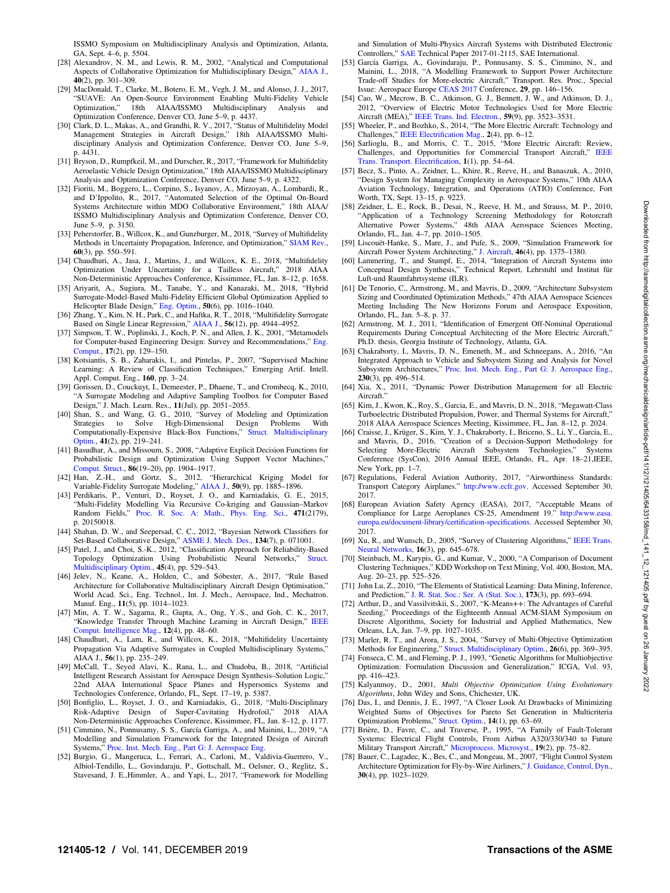ISSMO Symposium on Multidisciplinary Analysis and Optimization, Atlanta, GA, Sept. 4–6, p. 5504.

[28] Alexandrov, N. M., and Lewis, R. M., 2002, "Analytical and Computational Aspects of Collaborative Optimization for Multidisciplinary Design," AIAA J., **40**(2), pp. 301–309.

[29] MacDonald, T., Clarke, M., Botero, E. M., Vegh, J. M., and Alonso, J. J., 2017, "SUAVE: An Open-Source Environment Enabling Multi-Fidelity Vehicle Optimization," 18th AIAA/ISSMO Multidisciplinary Analysis and Optimization Conference, Denver CO, June 5–9, p. 4437.

[30] Clark, D. L., Makas, A., and Grandhi, R. V., 2017, "Status of Multifidelity Model Management Strategies in Aircraft Design," 18th AIAA/ISSMO Multidisciplinary Analysis and Optimization Conference, Denver CO, June 5–9, p. 4431.

[31] Bryson, D., Rumpfkeil, M., and Durscher, R., 2017, "Framework for Multifidelity Aeroelastic Vehicle Design Optimization," 18th AIAA/ISSMO Multidisciplinary Analysis and Optimization Conference, Denver CO, June 5–9, p. 4322.

[32] Fioriti, M., Boggero, L., Corpino, S., Isyanov, A., Mirzoyan, A., Lombardi, R., and D'Ippolito, R., 2017, "Automated Selection of the Optimal On-Board Systems Architecture within MDO Collaborative Environment," 18th AIAA/ISSMO Multidisciplinary Analysis and Optimization Conference, Denver CO, June 5–9, p. 3150.

[33] Peherstorfer, B., Willcox, K., and Gunzburger, M., 2018, "Survey of Multifidelity Methods in Uncertainty Propagation, Inference, and Optimization," SIAM Rev., **60**(3), pp. 550–591.

[34] Chaudhuri, A., Jasa, J., Martins, J., and Willcox, K. E., 2018, "Multifidelity Optimization Under Uncertainty for a Tailless Aircraft," 2018 AIAA Non-Deterministic Approaches Conference, Kissimmee, FL, Jan. 8–12, p. 1658.

[35] Ariyarit, A., Sugiura, M., Tanabe, Y., and Kanazaki, M., 2018, "Hybrid Surrogate-Model-Based Multi-Fidelity Efficient Global Optimization Applied to Helicopter Blade Design," Eng. Optim., **50**(6), pp. 1016–1040.

[36] Zhang, Y., Kim, N. H., Park, C., and Haftka, R. T., 2018, "Multifidelity Surrogate Based on Single Linear Regression," AIAA J., **56**(12), pp. 4944–4952.

[37] Simpson, T. W., Poplinski, J., Koch, P. N., and Allen, J. K., 2001, "Metamodels for Computer-based Engineering Design: Survey and Recommendations," Eng. Comput., **17**(2), pp. 129–150.

[38] Kotsiantis, S. B., Zaharakis, I., and Pintelas, P., 2007, "Supervised Machine Learning: A Review of Classification Techniques," Emerging Artif. Intell. Appl. Comput. Eng., **160**, pp. 3–24.

[39] Gorissen, D., Couckuyt, I., Demeester, P., Dhaene, T., and Crombecq, K., 2010, "A Surrogate Modeling and Adaptive Sampling Toolbox for Computer Based Design," J. Mach. Learn. Res., **11**(Jul), pp. 2051–2055.

[40] Shan, S., and Wang, G. G., 2010, "Survey of Modeling and Optimization Strategies to Solve High-Dimensional Design Problems With Computationally-Expensive Black-Box Functions," Struct. Multidisciplinary Optim., **41**(2), pp. 219–241.

[41] Basudhar, A., and Missoum, S., 2008, "Adaptive Explicit Decision Functions for Probabilistic Design and Optimization Using Support Vector Machines," Comput. Struct., **86**(19–20), pp. 1904–1917.

[42] Han, Z.-H., and Görtz, S., 2012, "Hierarchical Kriging Model for Variable-Fidelity Surrogate Modeling," AIAA J., **50**(9), pp. 1885–1896.

[43] Perdikaris, P., Venturi, D., Royset, J. O., and Karniadakis, G. E., 2015, "Multi-Fidelity Modelling Via Recursive Co-kriging and Gaussian–Markov Random Fields," Proc. R. Soc. A: Math., Phys. Eng. Sci., **471**(2179), p. 20150018.

[44] Shahan, D. W., and Seepersad, C. C., 2012, "Bayesian Network Classifiers for Set-Based Collaborative Design," ASME J. Mech. Des., **134**(7), p. 071001.

[45] Patel, J., and Choi, S.-K., 2012, "Classification Approach for Reliability-Based Topology Optimization Using Probabilistic Neural Networks," Struct. Multidisciplinary Optim., **45**(4), pp. 529–543.

[46] Jelev, N., Keane, A., Holden, C., and Sóbester, A., 2017, "Rule Based Architecture for Collaborative Multidisciplinary Aircraft Design Optimisation," World Acad. Sci., Eng. Technol., Int. J. Mech., Aerospace, Ind., Mechatron. Manuf. Eng., **11**(5), pp. 1014–1023.

[47] Min, A. T. W., Sagarna, R., Gupta, A., Ong, Y.-S., and Goh, C. K., 2017, "Knowledge Transfer Through Machine Learning in Aircraft Design," IEEE Comput. Intelligence Mag., **12**(4), pp. 48–60.

[48] Chaudhuri, A., Lam, R., and Willcox, K., 2018, "Multifidelity Uncertainty Propagation Via Adaptive Surrogates in Coupled Multidisciplinary Systems," AIAA J., **56**(1), pp. 235–249.

[49] McCall, T., Seyed Alavi, K., Rana, L., and Chudoba, B., 2018, "Artificial Intelligent Research Assistant for Aerospace Design Synthesis–Solution Logic," 22nd AIAA International Space Planes and Hypersonics Systems and Technologies Conference, Orlando, FL, Sept. 17–19, p. 5387.

[50] Bonfiglio, L., Royset, J. O., and Karniadakis, G., 2018, "Multi-Disciplinary Risk-Adaptive Design of Super-Cavitating Hydrofoil," 2018 AIAA Non-Deterministic Approaches Conference, Kissimmee, FL, Jan. 8–12, p. 1177.

[51] Cimmino, N., Ponnusamy, S. S., García Garriga, A., and Mainini, L., 2019, "A Modelling and Simulation Framework for the Integrated Design of Aircraft Systems," Proc. Inst. Mech. Eng., Part G: J. Aerospace Eng.

[52] Burgio, G., Mangeruca, L., Ferrari, A., Carloni, M., Valdivia-Guerrero, V., Albiol-Tendillo, L., Govindaraju, P., Gottschall, M., Oelsner, O., Reglitz, S., Stavesand, J. E.,Himmler, A., and Yapi, L., 2017, "Framework for Modelling and Simulation of Multi-Physics Aircraft Systems with Distributed Electronic Controllers," SAE Technical Paper 2017-01-2115, SAE International.

[53] García Garriga, A., Govindaraju, P., Ponnusamy, S. S., Cimmino, N., and Mainini, L., 2018, "A Modelling Framework to Support Power Architecture Trade-off Studies for More-electric Aircraft," Transport. Res. Proc., Special Issue: Aerospace Europe CEAS 2017 Conference, **29**, pp. 146–156.

[54] Cao, W., Mecrow, B. C., Atkinson, G. J., Bennett, J. W., and Atkinson, D. J., 2012, "Overview of Electric Motor Technologies Used for More Electric Aircraft (MEA)," IEEE Trans. Ind. Electron., **59**(9), pp. 3523–3531.

[55] Wheeler, P., and Bozhko, S., 2014, "The More Electric Aircraft: Technology and Challenges," IEEE Electrification Mag., **2**(4), pp. 6–12.

[56] Sarlioglu, B., and Morris, C. T., 2015, "More Electric Aircraft: Review, Challenges, and Opportunities for Commercial Transport Aircraft," IEEE Trans. Transport. Electrification, **1**(1), pp. 54–64.

[57] Becz, S., Pinto, A., Zeidner, L., Khire, R., Reeve, H., and Banaszuk, A., 2010, "Design System for Managing Complexity in Aerospace Systems," 10th AIAA Aviation Technology, Integration, and Operations (ATIO) Conference, Fort Worth, TX, Sept. 13–15, p. 9223.

[58] Zeidner, L. E., Rock, B., Desai, N., Reeve, H. M., and Strauss, M. P., 2010, "Application of a Technology Screening Methodology for Rotorcraft Alternative Power Systems," 48th AIAA Aerospace Sciences Meeting, Orlando, FL, Jan. 4–7, pp. 2010–1505.

[59] Liscouët-Hanke, S., Mare, J., and Pufe, S., 2009, "Simulation Framework for Aircraft Power System Architecting," J. Aircraft, **46**(4), pp. 1375–1380.

[60] Lammering, T., and Stumpf, E., 2014, "Integration of Aircraft Systems into Conceptual Design Synthesis," Technical Report, Lehrstuhl und Institut für Luft-und Raumfahrtsysteme (ILR).

[61] De Tenorio, C., Armstrong, M., and Mavris, D., 2009, "Architecture Subsystem Sizing and Coordinated Optimization Methods," 47th AIAA Aerospace Sciences Meeting Including The New Horizons Forum and Aerospace Exposition, Orlando, FL, Jan. 5–8, p. 37.

[62] Armstrong, M. J., 2011, "Identification of Emergent Off-Nominal Operational Requirements During Conceptual Architecting of the More Electric Aircraft," Ph.D. thesis, Georgia Institute of Technology, Atlanta, GA.

[63] Chakraborty, I., Mavris, D. N., Emeneth, M., and Schneegans, A., 2016, "An Integrated Approach to Vehicle and Subsystem Sizing and Analysis for Novel Subsystem Architectures," Proc. Inst. Mech. Eng., Part G: J. Aerospace Eng., **230**(3), pp. 496–514.

[64] Xia, X., 2011, "Dynamic Power Distribution Management for all Electric Aircraft."

[65] Kim, J., Kwon, K., Roy, S., Garcia, E., and Mavris, D. N., 2018, "Megawatt-Class Turboelectric Distributed Propulsion, Power, and Thermal Systems for Aircraft," 2018 AIAA Aerospace Sciences Meeting, Kissimmee, FL, Jan. 8–12, p. 2024.

[66] Craisse, J., Krüger, S., Kim, Y. J., Chakraborty, I., Briceno, S., Li, Y., Garcia, E., and Mavris, D., 2016, "Creation of a Decision-Support Methodology for Selecting More-Electric Aircraft Subsystem Technologies," Systems Conference (SysCon), 2016 Annual IEEE, Orlando, FL, Apr. 18–21,IEEE, New York, pp. 1–7.

[67] Regulations, Federal Aviation Authority, 2017, "Airworthiness Standards: Transport Category Airplanes." http://www.ecfr.gov. Accessed September 30, 2017.

[68] European Aviation Safety Agency (EASA), 2017, "Acceptable Means of Compliance for Large Aeroplanes CS-25, Amendment 19." http://www.easa.europa.eu/document-library/certification-specifications. Accessed September 30, 2017.

[69] Xu, R., and Wunsch, D., 2005, "Survey of Clustering Algorithms," IEEE Trans. Neural Networks, **16**(3), pp. 645–678.

[70] Steinbach, M., Karypis, G., and Kumar, V., 2000, "A Comparison of Document Clustering Techniques," KDD Workshop on Text Mining, Vol. 400, Boston, MA, Aug. 20–23, pp. 525–526.

[71] John Lu, Z., 2010, "The Elements of Statistical Learning: Data Mining, Inference, and Prediction," J. R. Stat. Soc.: Ser. A (Stat. Soc.), **173**(3), pp. 693–694.

[72] Arthur, D., and Vassilvitskii, S., 2007, "K-Means++: The Advantages of Careful Seeding," Proceedings of the Eighteenth Annual ACM-SIAM Symposium on Discrete Algorithms, Society for Industrial and Applied Mathematics, New Orleans, LA, Jan. 7–9, pp. 1027–1035.

[73] Marler, R. T., and Arora, J. S., 2004, "Survey of Multi-Objective Optimization Methods for Engineering," Struct. Multidisciplinary Optim., **26**(6), pp. 369–395.

[74] Fonseca, C. M., and Fleming, P. J., 1993, "Genetic Algorithms for Multiobjective Optimization: Formulation Discussion and Generalization," ICGA, Vol. 93, pp. 416–423.

[75] Kalyanmoy, D., 2001, *Multi Objective Optimization Using Evolutionary Algorithms*, John Wiley and Sons, Chichester, UK.

[76] Das, I., and Dennis, J. E., 1997, "A Closer Look At Drawbacks of Minimizing Weighted Sums of Objectives for Pareto Set Generation in Multicriteria Optimization Problems," Struct. Optim., **14**(1), pp. 63–69.

[77] Brière, D., Favre, C., and Traverse, P., 1995, "A Family of Fault-Tolerant Systems: Electrical Flight Controls, From Airbus A320/330/340 to Future Military Transport Aircraft," Microprocess. Microsyst., **19**(2), pp. 75–82.

[78] Bauer, C., Lagadec, K., Bes, C., and Mongeau, M., 2007, "Flight Control System Architecture Optimization for Fly-by-Wire Airliners," J. Guidance, Control, Dyn., **30**(4), pp. 1023–1029.